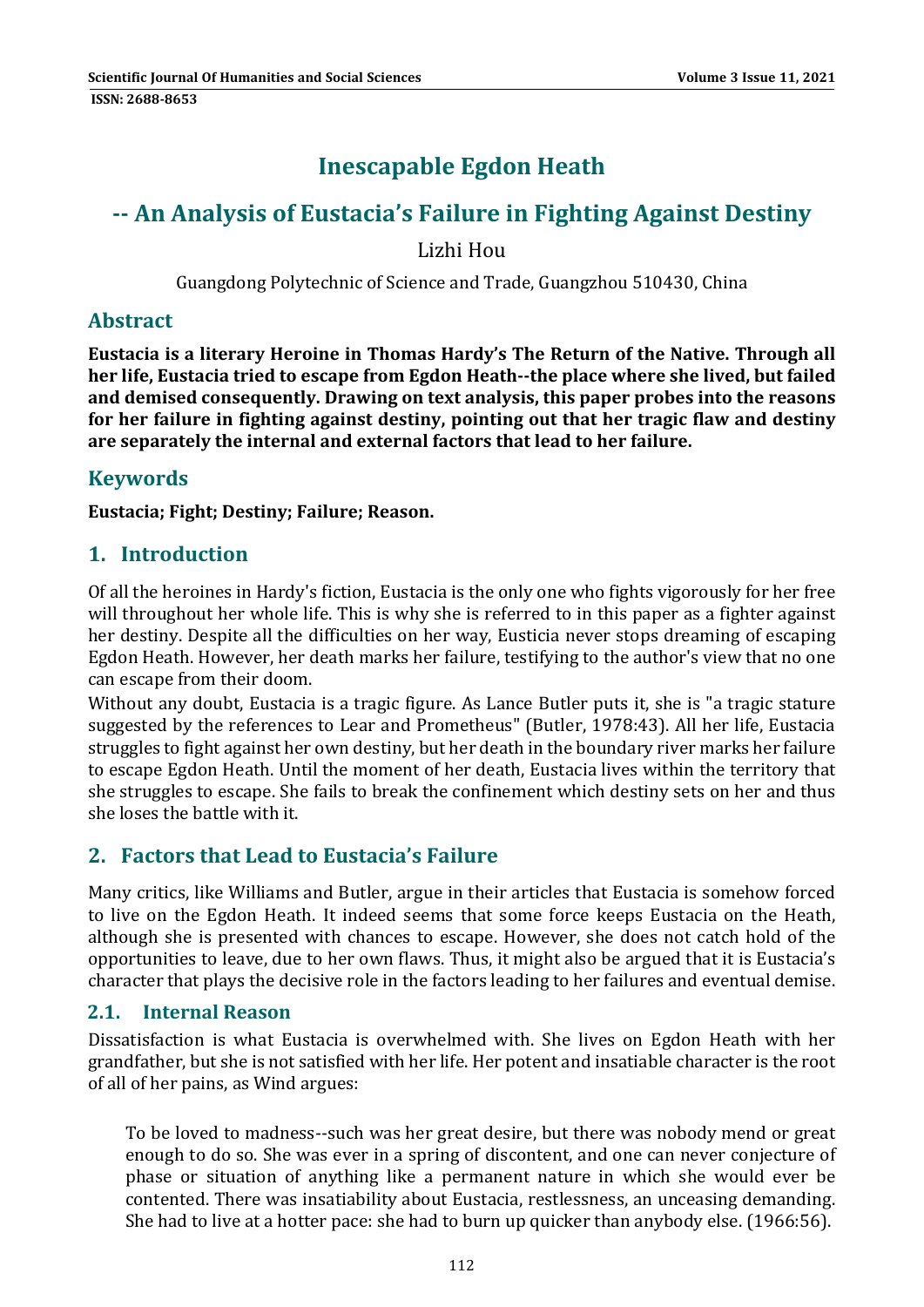# Inescapable Egdon Heath

## -- An Analysis of Eustacia's Failure in Fighting Against Destiny

Lizhi Hou

Guangdong Polytechnic of Science and Trade, Guangzhou 510430, China

## Abstract

**Eustacia is a literary Heroine in Thomas Hardy's The Return of the Native. Through all her life, Eustacia tried to escape from Egdon Heath--the place where she lived, but failed and demised consequently. Drawing on text analysis, this paper probes into the reasons for her failure in fighting against destiny, pointing out that her tragic flaw and destiny are separately the internal and external factors that lead to her failure.**

## Keywords

**Eustacia; Fight; Destiny; Failure; Reason.**

## 1. Introduction

Of all the heroines in Hardy's fiction, Eustacia is the only one who fights vigorously for her free will throughout her whole life. This is why she is referred to in this paper as a fighter against her destiny. Despite all the difficulties on her way, Eusticia never stops dreaming of escaping Egdon Heath. However, her death marks her failure, testifying to the author's view that no one can escape from their doom.

Without any doubt, Eustacia is a tragic figure. As Lance Butler puts it, she is "a tragic stature suggested by the references to Lear and Prometheus" (Butler, 1978:43). All her life, Eustacia struggles to fight against her own destiny, but her death in the boundary river marks her failure to escape Egdon Heath. Until the moment of her death, Eustacia lives within the territory that she struggles to escape. She fails to break the confinement which destiny sets on her and thus she loses the battle with it.

## 2. Factors that Lead to Eustacia's Failure

Many critics, like Williams and Butler, argue in their articles that Eustacia is somehow forced to live on the Egdon Heath. It indeed seems that some force keeps Eustacia on the Heath, although she is presented with chances to escape. However, she does not catch hold of the opportunities to leave, due to her own flaws. Thus, it might also be argued that it is Eustacia's character that plays the decisive role in the factors leading to her failures and eventual demise.

### 2.1. Internal Reason

Dissatisfaction is what Eustacia is overwhelmed with. She lives on Egdon Heath with her grandfather, but she is not satisfied with her life. Her potent and insatiable character is the root of all of her pains, as Wind argues:

> To be loved to madness--such was her great desire, but there was nobody mend or great enough to do so. She was ever in a spring of discontent, and one can never conjecture of phase or situation of anything like a permanent nature in which she would ever be contented. There was insatiability about Eustacia, restlessness, an unceasing demanding. She had to live at a hotter pace: she had to burn up quicker than anybody else. (1966:56).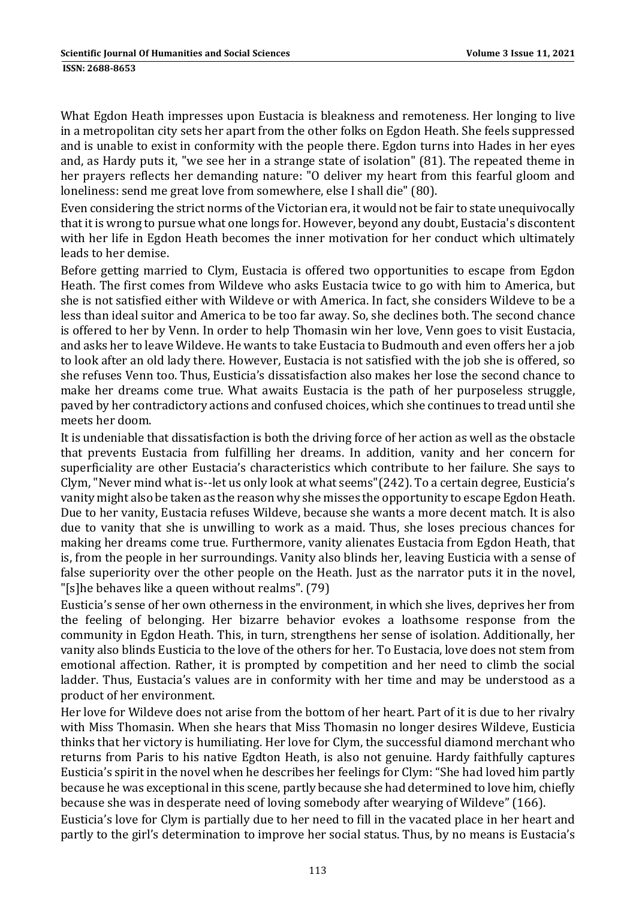What Egdon Heath impresses upon Eustacia is bleakness and remoteness. Her longing to live in a metropolitan city sets her apart from the other folks on Egdon Heath. She feels suppressed and is unable to exist in conformity with the people there. Egdon turns into Hades in her eyes and, as Hardy puts it, "we see her in a strange state of isolation" (81). The repeated theme in her prayers reflects her demanding nature: "O deliver my heart from this fearful gloom and loneliness: send me great love from somewhere, else I shall die" (80).

Even considering the strict norms of the Victorian era, it would not be fair to state unequivocally that it is wrong to pursue what one longs for. However, beyond any doubt, Eustacia's discontent with her life in Egdon Heath becomes the inner motivation for her conduct which ultimately leads to her demise.

Before getting married to Clym, Eustacia is offered two opportunities to escape from Egdon Heath. The first comes from Wildeve who asks Eustacia twice to go with him to America, but she is not satisfied either with Wildeve or with America. In fact, she considers Wildeve to be a less than ideal suitor and America to be too far away. So, she declines both. The second chance is offered to her by Venn. In order to help Thomasin win her love, Venn goes to visit Eustacia, and asks her to leave Wildeve. He wants to take Eustacia to Budmouth and even offers her a job to look after an old lady there. However, Eustacia is not satisfied with the job she is offered, so she refuses Venn too. Thus, Eusticia's dissatisfaction also makes her lose the second chance to make her dreams come true. What awaits Eustacia is the path of her purposeless struggle, paved by her contradictory actions and confused choices, which she continues to tread until she meets her doom.

It is undeniable that dissatisfaction is both the driving force of her action as well as the obstacle that prevents Eustacia from fulfilling her dreams. In addition, vanity and her concern for superficiality are other Eustacia's characteristics which contribute to her failure. She says to Clym, "Never mind what is--let us only look at what seems"(242). To a certain degree, Eusticia's vanity might also be taken as the reason why she misses the opportunity to escape Egdon Heath. Due to her vanity, Eustacia refuses Wildeve, because she wants a more decent match. It is also due to vanity that she is unwilling to work as a maid. Thus, she loses precious chances for making her dreams come true. Furthermore, vanity alienates Eustacia from Egdon Heath, that is, from the people in her surroundings. Vanity also blinds her, leaving Eusticia with a sense of false superiority over the other people on the Heath. Just as the narrator puts it in the novel, "[s]he behaves like a queen without realms". (79)

Eusticia's sense of her own otherness in the environment, in which she lives, deprives her from the feeling of belonging. Her bizarre behavior evokes a loathsome response from the community in Egdon Heath. This, in turn, strengthens her sense of isolation. Additionally, her vanity also blinds Eusticia to the love of the others for her. To Eustacia, love does not stem from emotional affection. Rather, it is prompted by competition and her need to climb the social ladder. Thus, Eustacia's values are in conformity with her time and may be understood as a product of her environment.

Her love for Wildeve does not arise from the bottom of her heart. Part of it is due to her rivalry with Miss Thomasin. When she hears that Miss Thomasin no longer desires Wildeve, Eusticia thinks that her victory is humiliating. Her love for Clym, the successful diamond merchant who returns from Paris to his native Egdton Heath, is also not genuine. Hardy faithfully captures Eusticia's spirit in the novel when he describes her feelings for Clym: "She had loved him partly because he was exceptional in this scene, partly because she had determined to love him, chiefly because she was in desperate need of loving somebody after wearying of Wildeve" (166).

Eusticia's love for Clym is partially due to her need to fill in the vacated place in her heart and partly to the girl's determination to improve her social status. Thus, by no means is Eustacia's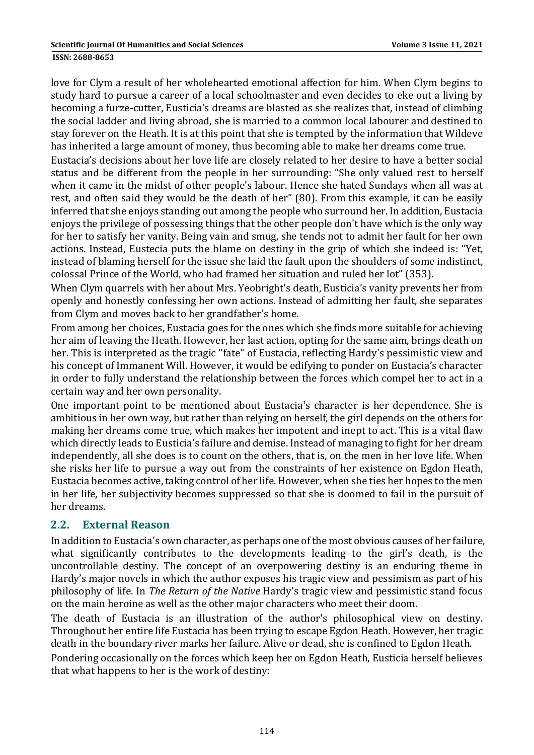love for Clym a result of her wholehearted emotional affection for him. When Clym begins to study hard to pursue a career of a local schoolmaster and even decides to eke out a living by becoming a furze-cutter, Eusticia's dreams are blasted as she realizes that, instead of climbing the social ladder and living abroad, she is married to a common local labourer and destined to stay forever on the Heath. It is at this point that she is tempted by the information that Wildeve has inherited a large amount of money, thus becoming able to make her dreams come true.

Eustacia's decisions about her love life are closely related to her desire to have a better social status and be different from the people in her surrounding: "She only valued rest to herself when it came in the midst of other people's labour. Hence she hated Sundays when all was at rest, and often said they would be the death of her" (80). From this example, it can be easily inferred that she enjoys standing out among the people who surround her. In addition, Eustacia enjoys the privilege of possessing things that the other people don't have which is the only way for her to satisfy her vanity. Being vain and smug, she tends not to admit her fault for her own actions. Instead, Eustecia puts the blame on destiny in the grip of which she indeed is: "Yet, instead of blaming herself for the issue she laid the fault upon the shoulders of some indistinct, colossal Prince of the World, who had framed her situation and ruled her lot" (353).

When Clym quarrels with her about Mrs. Yeobright's death, Eusticia's vanity prevents her from openly and honestly confessing her own actions. Instead of admitting her fault, she separates from Clym and moves back to her grandfather's home.

From among her choices, Eustacia goes for the ones which she finds more suitable for achieving her aim of leaving the Heath. However, her last action, opting for the same aim, brings death on her. This is interpreted as the tragic "fate" of Eustacia, reflecting Hardy's pessimistic view and his concept of Immanent Will. However, it would be edifying to ponder on Eustacia's character in order to fully understand the relationship between the forces which compel her to act in a certain way and her own personality.

One important point to be mentioned about Eustacia's character is her dependence. She is ambitious in her own way, but rather than relying on herself, the girl depends on the others for making her dreams come true, which makes her impotent and inept to act. This is a vital flaw which directly leads to Eusticia's failure and demise. Instead of managing to fight for her dream independently, all she does is to count on the others, that is, on the men in her love life. When she risks her life to pursue a way out from the constraints of her existence on Egdon Heath, Eustacia becomes active, taking control of her life. However, when she ties her hopes to the men in her life, her subjectivity becomes suppressed so that she is doomed to fail in the pursuit of her dreams.

## 2.2. External Reason

In addition to Eustacia's own character, as perhaps one of the most obvious causes of her failure, what significantly contributes to the developments leading to the girl's death, is the uncontrollable destiny. The concept of an overpowering destiny is an enduring theme in Hardy's major novels in which the author exposes his tragic view and pessimism as part of his philosophy of life. In *The Return of the Native* Hardy's tragic view and pessimistic stand focus on the main heroine as well as the other major characters who meet their doom.

The death of Eustacia is an illustration of the author's philosophical view on destiny. Throughout her entire life Eustacia has been trying to escape Egdon Heath. However, her tragic death in the boundary river marks her failure. Alive or dead, she is confined to Egdon Heath.

Pondering occasionally on the forces which keep her on Egdon Heath, Eusticia herself believes that what happens to her is the work of destiny: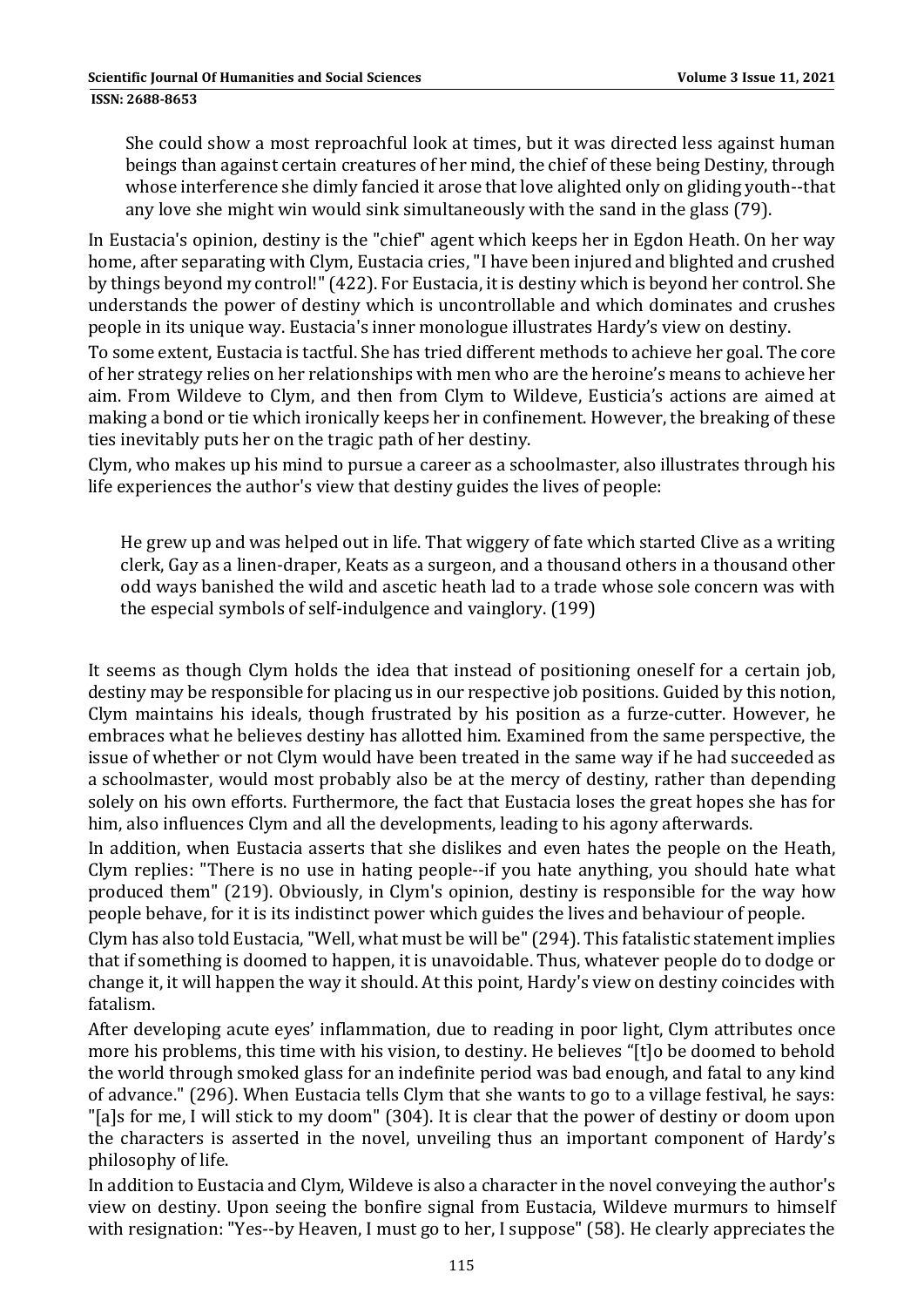> She could show a most reproachful look at times, but it was directed less against human beings than against certain creatures of her mind, the chief of these being Destiny, through whose interference she dimly fancied it arose that love alighted only on gliding youth--that any love she might win would sink simultaneously with the sand in the glass (79).

In Eustacia's opinion, destiny is the "chief" agent which keeps her in Egdon Heath. On her way home, after separating with Clym, Eustacia cries, "I have been injured and blighted and crushed by things beyond my control!" (422). For Eustacia, it is destiny which is beyond her control. She understands the power of destiny which is uncontrollable and which dominates and crushes people in its unique way. Eustacia's inner monologue illustrates Hardy's view on destiny.

To some extent, Eustacia is tactful. She has tried different methods to achieve her goal. The core of her strategy relies on her relationships with men who are the heroine's means to achieve her aim. From Wildeve to Clym, and then from Clym to Wildeve, Eusticia's actions are aimed at making a bond or tie which ironically keeps her in confinement. However, the breaking of these ties inevitably puts her on the tragic path of her destiny.

Clym, who makes up his mind to pursue a career as a schoolmaster, also illustrates through his life experiences the author's view that destiny guides the lives of people:

> He grew up and was helped out in life. That wiggery of fate which started Clive as a writing clerk, Gay as a linen-draper, Keats as a surgeon, and a thousand others in a thousand other odd ways banished the wild and ascetic heath lad to a trade whose sole concern was with the especial symbols of self-indulgence and vainglory. (199)

It seems as though Clym holds the idea that instead of positioning oneself for a certain job, destiny may be responsible for placing us in our respective job positions. Guided by this notion, Clym maintains his ideals, though frustrated by his position as a furze-cutter. However, he embraces what he believes destiny has allotted him. Examined from the same perspective, the issue of whether or not Clym would have been treated in the same way if he had succeeded as a schoolmaster, would most probably also be at the mercy of destiny, rather than depending solely on his own efforts. Furthermore, the fact that Eustacia loses the great hopes she has for him, also influences Clym and all the developments, leading to his agony afterwards.

In addition, when Eustacia asserts that she dislikes and even hates the people on the Heath, Clym replies: "There is no use in hating people--if you hate anything, you should hate what produced them" (219). Obviously, in Clym's opinion, destiny is responsible for the way how people behave, for it is its indistinct power which guides the lives and behaviour of people.

Clym has also told Eustacia, "Well, what must be will be" (294). This fatalistic statement implies that if something is doomed to happen, it is unavoidable. Thus, whatever people do to dodge or change it, it will happen the way it should. At this point, Hardy's view on destiny coincides with fatalism.

After developing acute eyes' inflammation, due to reading in poor light, Clym attributes once more his problems, this time with his vision, to destiny. He believes "[t]o be doomed to behold the world through smoked glass for an indefinite period was bad enough, and fatal to any kind of advance." (296). When Eustacia tells Clym that she wants to go to a village festival, he says: "[a]s for me, I will stick to my doom" (304). It is clear that the power of destiny or doom upon the characters is asserted in the novel, unveiling thus an important component of Hardy's philosophy of life.

In addition to Eustacia and Clym, Wildeve is also a character in the novel conveying the author's view on destiny. Upon seeing the bonfire signal from Eustacia, Wildeve murmurs to himself with resignation: "Yes--by Heaven, I must go to her, I suppose" (58). He clearly appreciates the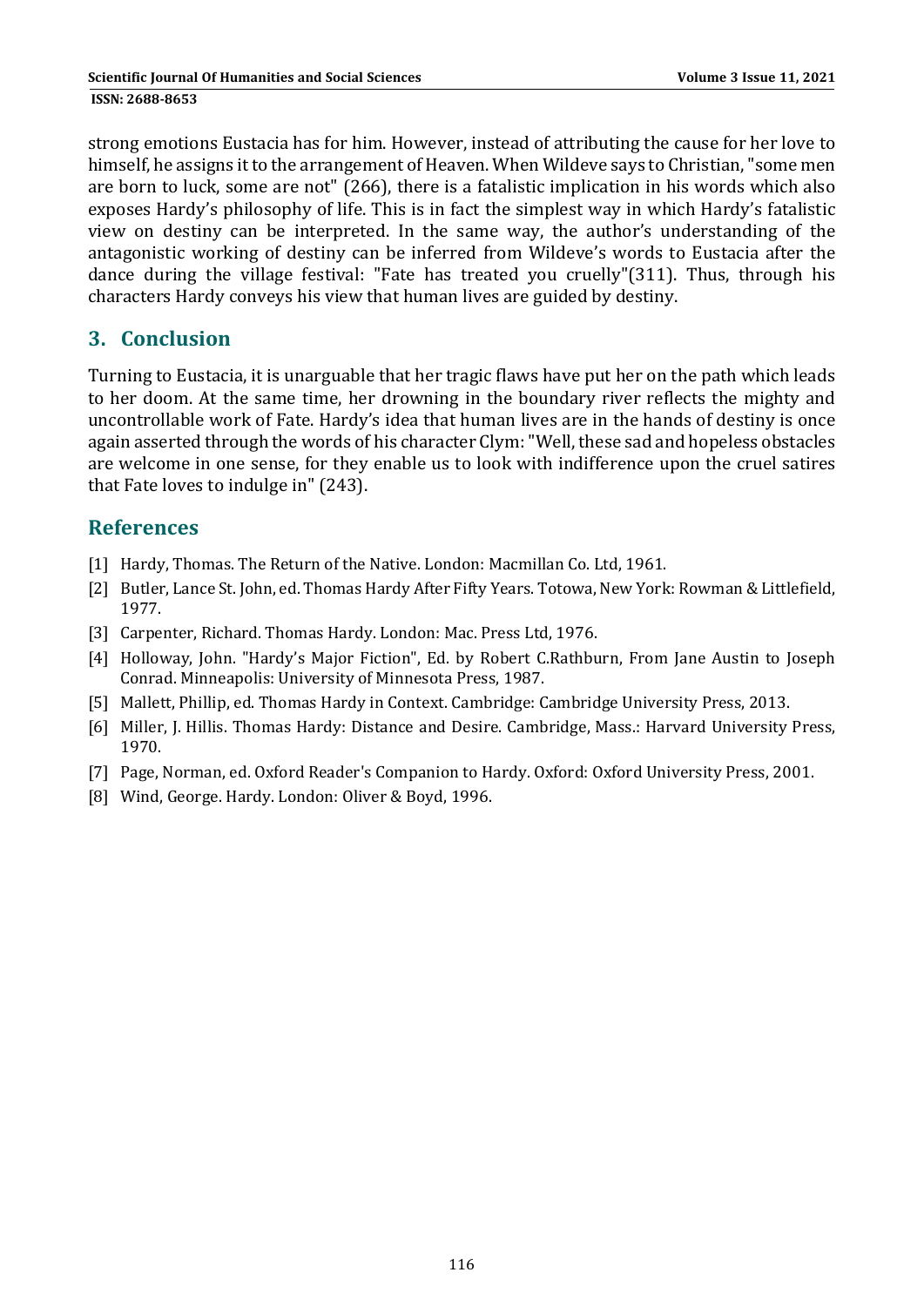strong emotions Eustacia has for him. However, instead of attributing the cause for her love to himself, he assigns it to the arrangement of Heaven. When Wildeve says to Christian, "some men are born to luck, some are not" (266), there is a fatalistic implication in his words which also exposes Hardy's philosophy of life. This is in fact the simplest way in which Hardy's fatalistic view on destiny can be interpreted. In the same way, the author's understanding of the antagonistic working of destiny can be inferred from Wildeve's words to Eustacia after the dance during the village festival: "Fate has treated you cruelly"(311). Thus, through his characters Hardy conveys his view that human lives are guided by destiny.

## 3. Conclusion

Turning to Eustacia, it is unarguable that her tragic flaws have put her on the path which leads to her doom. At the same time, her drowning in the boundary river reflects the mighty and uncontrollable work of Fate. Hardy's idea that human lives are in the hands of destiny is once again asserted through the words of his character Clym: "Well, these sad and hopeless obstacles are welcome in one sense, for they enable us to look with indifference upon the cruel satires that Fate loves to indulge in" (243).

## References

[1] Hardy, Thomas. The Return of the Native. London: Macmillan Co. Ltd, 1961.

[2] Butler, Lance St. John, ed. Thomas Hardy After Fifty Years. Totowa, New York: Rowman & Littlefield, 1977.

[3] Carpenter, Richard. Thomas Hardy. London: Mac. Press Ltd, 1976.

[4] Holloway, John. "Hardy's Major Fiction", Ed. by Robert C.Rathburn, From Jane Austin to Joseph Conrad. Minneapolis: University of Minnesota Press, 1987.

[5] Mallett, Phillip, ed. Thomas Hardy in Context. Cambridge: Cambridge University Press, 2013.

[6] Miller, J. Hillis. Thomas Hardy: Distance and Desire. Cambridge, Mass.: Harvard University Press, 1970.

[7] Page, Norman, ed. Oxford Reader's Companion to Hardy. Oxford: Oxford University Press, 2001.

[8] Wind, George. Hardy. London: Oliver & Boyd, 1996.